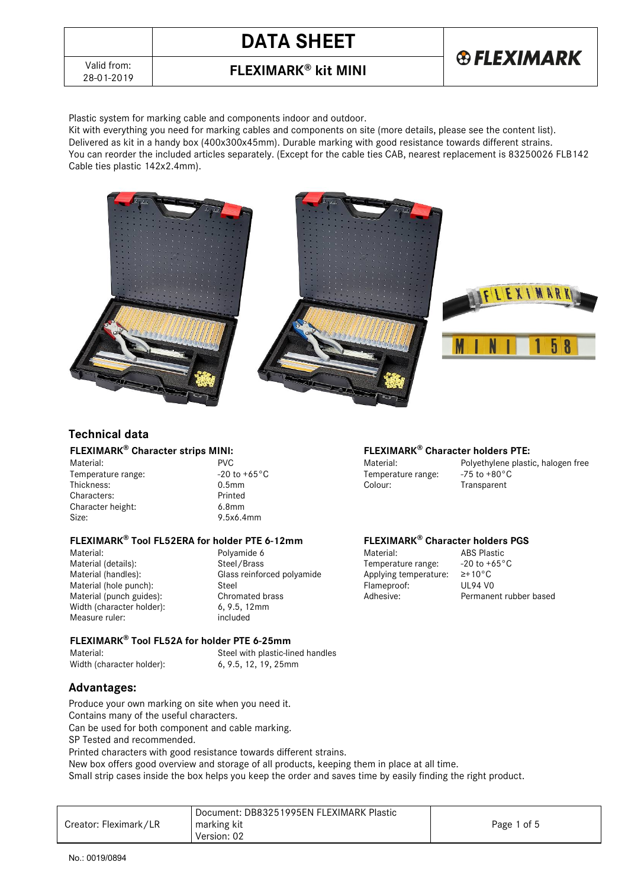# DATA SHEET

## FLEXIMARK® kit MINI

Valid from: 28-01-2019

Plastic system for marking cable and components indoor and outdoor.
Kit with everything you need for marking cables and components on site (more details, please see the content list).
Delivered as kit in a handy box (400x300x45mm). Durable marking with good resistance towards different strains.
You can reorder the included articles separately. (Except for the cable ties CAB, nearest replacement is 83250026 FLB142 Cable ties plastic 142x2.4mm).

## Technical data

### FLEXIMARK® Character strips MINI:

| | |
|---|---|
| Material: | PVC |
| Temperature range: | -20 to +65°C |
| Thickness: | 0.5mm |
| Characters: | Printed |
| Character height: | 6.8mm |
| Size: | 9.5x6.4mm |

### FLEXIMARK® Tool FL52ERA for holder PTE 6-12mm

| | |
|---|---|
| Material: | Polyamide 6 |
| Material (details): | Steel/Brass |
| Material (handles): | Glass reinforced polyamide |
| Material (hole punch): | Steel |
| Material (punch guides): | Chromated brass |
| Width (character holder): | 6, 9.5, 12mm |
| Measure ruler: | included |

### FLEXIMARK® Tool FL52A for holder PTE 6-25mm

| | |
|---|---|
| Material: | Steel with plastic-lined handles |
| Width (character holder): | 6, 9.5, 12, 19, 25mm |

### FLEXIMARK® Character holders PTE:

| | |
|---|---|
| Material: | Polyethylene plastic, halogen free |
| Temperature range: | -75 to +80°C |
| Colour: | Transparent |

### FLEXIMARK® Character holders PGS

| | |
|---|---|
| Material: | ABS Plastic |
| Temperature range: | -20 to +65°C |
| Applying temperature: | ≥+10°C |
| Flameproof: | UL94 V0 |
| Adhesive: | Permanent rubber based |

## Advantages:

Produce your own marking on site when you need it.
Contains many of the useful characters.
Can be used for both component and cable marking.
SP Tested and recommended.
Printed characters with good resistance towards different strains.
New box offers good overview and storage of all products, keeping them in place at all time.
Small strip cases inside the box helps you keep the order and saves time by easily finding the right product.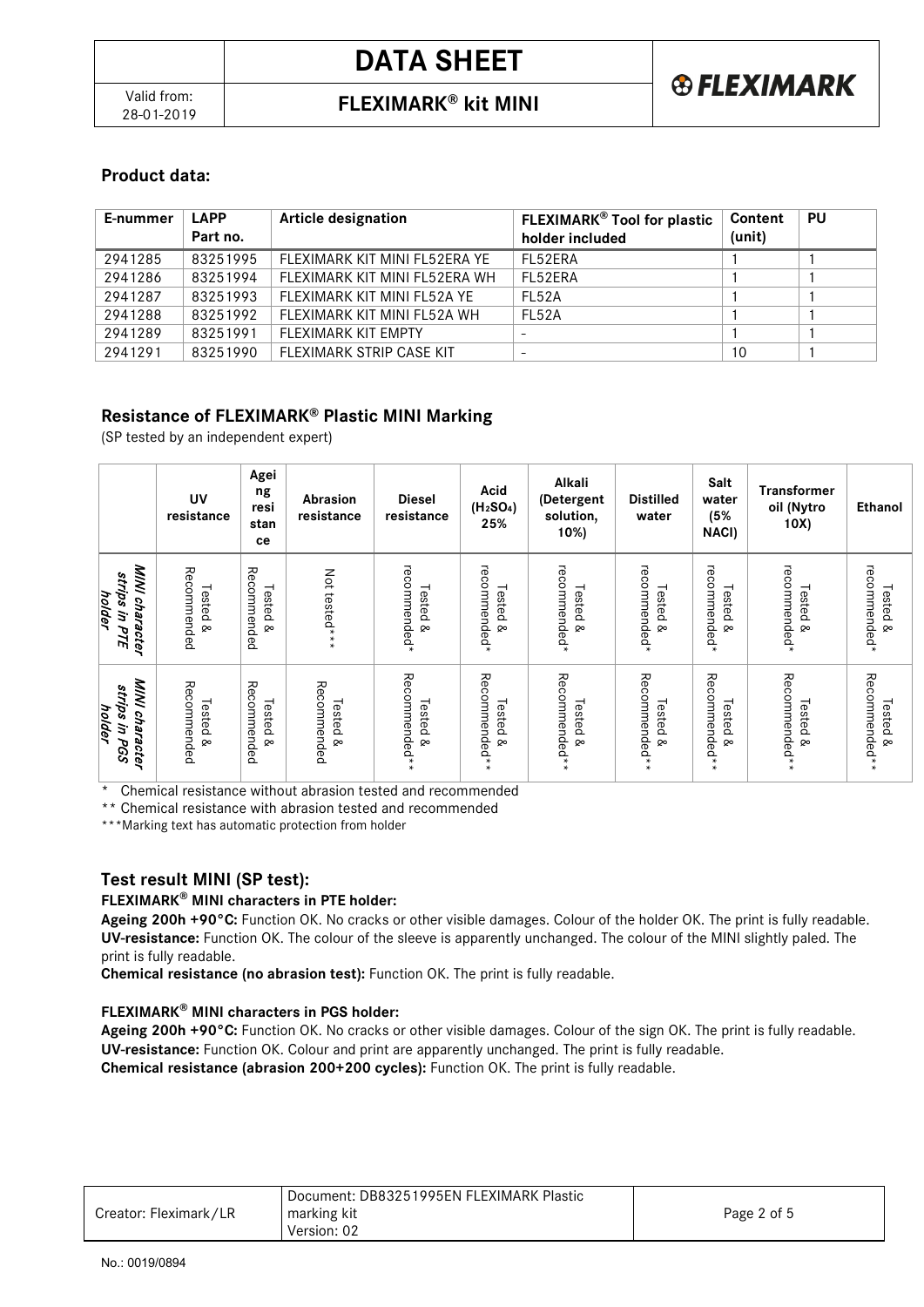## Product data:

| E-nummer | LAPP Part no. | Article designation | FLEXIMARK® Tool for plastic holder included | Content (unit) | PU |
|---|---|---|---|---|---|
| 2941285 | 83251995 | FLEXIMARK KIT MINI FL52ERA YE | FL52ERA | 1 | 1 |
| 2941286 | 83251994 | FLEXIMARK KIT MINI FL52ERA WH | FL52ERA | 1 | 1 |
| 2941287 | 83251993 | FLEXIMARK KIT MINI FL52A YE | FL52A | 1 | 1 |
| 2941288 | 83251992 | FLEXIMARK KIT MINI FL52A WH | FL52A | 1 | 1 |
| 2941289 | 83251991 | FLEXIMARK KIT EMPTY | - | 1 | 1 |
| 2941291 | 83251990 | FLEXIMARK STRIP CASE KIT | - | 10 | 1 |

## Resistance of FLEXIMARK® Plastic MINI Marking

(SP tested by an independent expert)

| | UV resistance | Ageing resistance | Abrasion resistance | Diesel resistance | Acid ($H_2SO_4$) 25% | Alkali (Detergent solution, 10%) | Distilled water | Salt water (5% NACl) | Transformer oil (Nytro 10X) | Ethanol |
|---|---|---|---|---|---|---|---|---|---|---|
| ***MINI character strips in PTE holder*** | Tested & Recommended | Tested & Recommended | Not tested*** | Tested & recommended* | Tested & recommended* | Tested & recommended* | Tested & recommended* | Tested & recommended* | Tested & recommended* | Tested & recommended* |
| ***MINI character strips in PGS holder*** | Tested & Recommended | Tested & Recommended | Tested & Recommended | Tested & Recommended** | Tested & Recommended** | Tested & Recommended** | Tested & Recommended** | Tested & Recommended** | Tested & Recommended** | Tested & Recommended** |

\* Chemical resistance without abrasion tested and recommended

** Chemical resistance with abrasion tested and recommended

***Marking text has automatic protection from holder

## Test result MINI (SP test):

### FLEXIMARK® MINI characters in PTE holder:

**Ageing 200h +90°C:** Function OK. No cracks or other visible damages. Colour of the holder OK. The print is fully readable.
**UV-resistance:** Function OK. The colour of the sleeve is apparently unchanged. The colour of the MINI slightly paled. The print is fully readable.
**Chemical resistance (no abrasion test):** Function OK. The print is fully readable.

### FLEXIMARK® MINI characters in PGS holder:

**Ageing 200h +90°C:** Function OK. No cracks or other visible damages. Colour of the sign OK. The print is fully readable.
**UV-resistance:** Function OK. Colour and print are apparently unchanged. The print is fully readable.
**Chemical resistance (abrasion 200+200 cycles):** Function OK. The print is fully readable.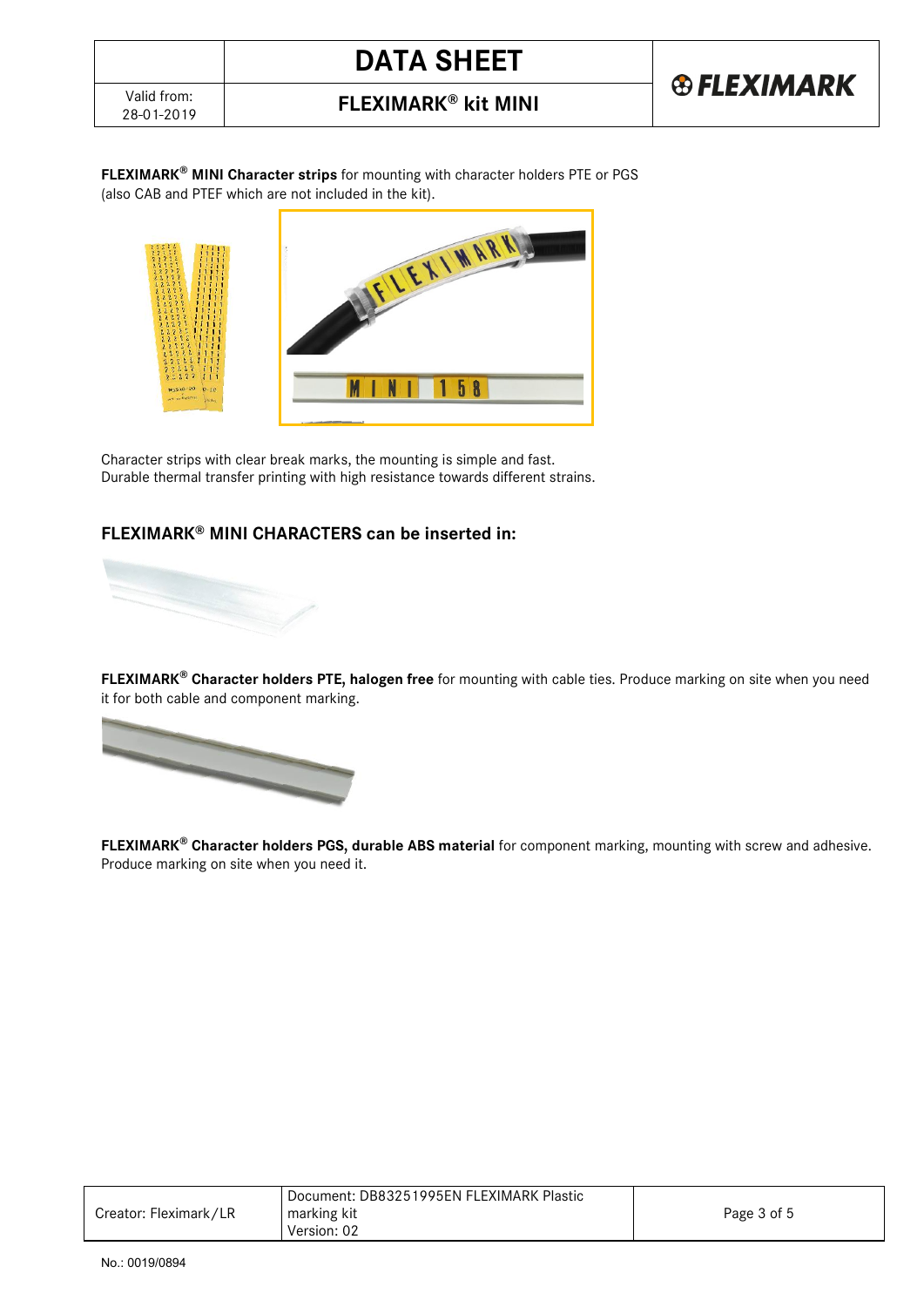**FLEXIMARK® MINI Character strips** for mounting with character holders PTE or PGS (also CAB and PTEF which are not included in the kit).

Character strips with clear break marks, the mounting is simple and fast.
Durable thermal transfer printing with high resistance towards different strains.

## FLEXIMARK® MINI CHARACTERS can be inserted in:

**FLEXIMARK® Character holders PTE, halogen free** for mounting with cable ties. Produce marking on site when you need it for both cable and component marking.

**FLEXIMARK® Character holders PGS, durable ABS material** for component marking, mounting with screw and adhesive. Produce marking on site when you need it.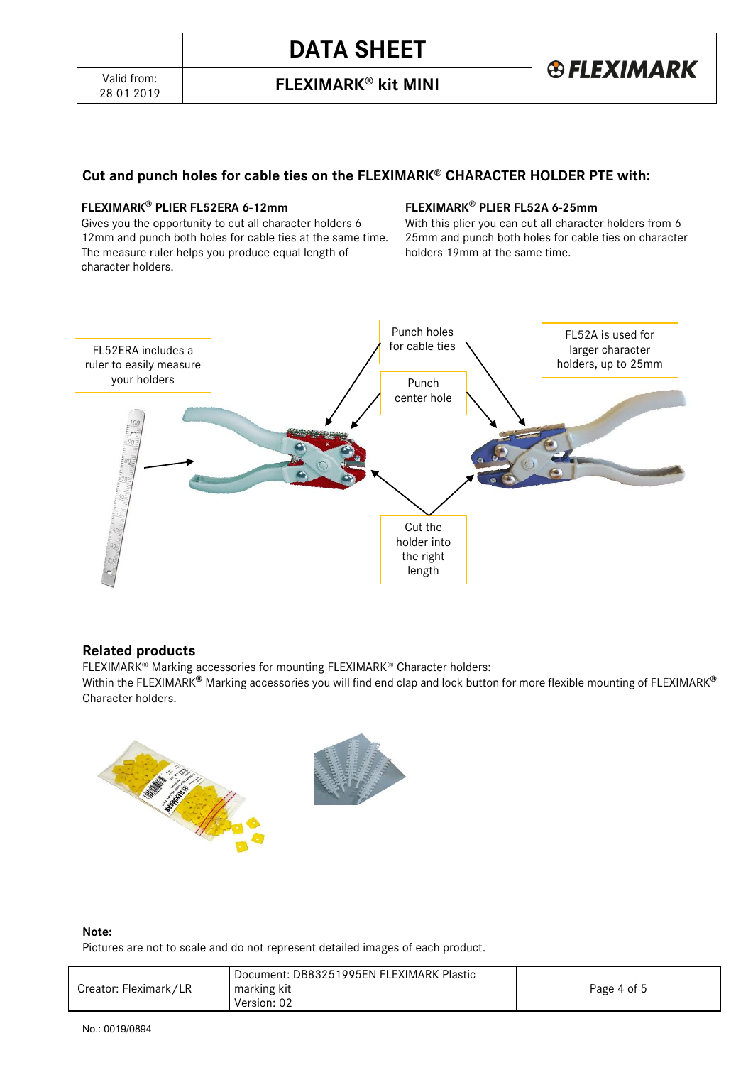# DATA SHEET

Valid from: 28-01-2019

**FLEXIMARK® kit MINI**

## Cut and punch holes for cable ties on the FLEXIMARK® CHARACTER HOLDER PTE with:

**FLEXIMARK® PLIER FL52ERA 6-12mm**
Gives you the opportunity to cut all character holders 6-12mm and punch both holes for cable ties at the same time. The measure ruler helps you produce equal length of character holders.

**FLEXIMARK® PLIER FL52A 6-25mm**
With this plier you can cut all character holders from 6-25mm and punch both holes for cable ties on character holders 19mm at the same time.

FL52ERA includes a ruler to easily measure your holders

Punch holes for cable ties

Punch center hole

FL52A is used for larger character holders, up to 25mm

Cut the holder into the right length

## Related products

FLEXIMARK® Marking accessories for mounting FLEXIMARK® Character holders:
Within the FLEXIMARK® Marking accessories you will find end clap and lock button for more flexible mounting of FLEXIMARK® Character holders.

**Note:**
Pictures are not to scale and do not represent detailed images of each product.

| Creator: Fleximark/LR | Document: DB83251995EN FLEXIMARK Plastic marking kit Version: 02 |
|---|---|

No.: 0019/0894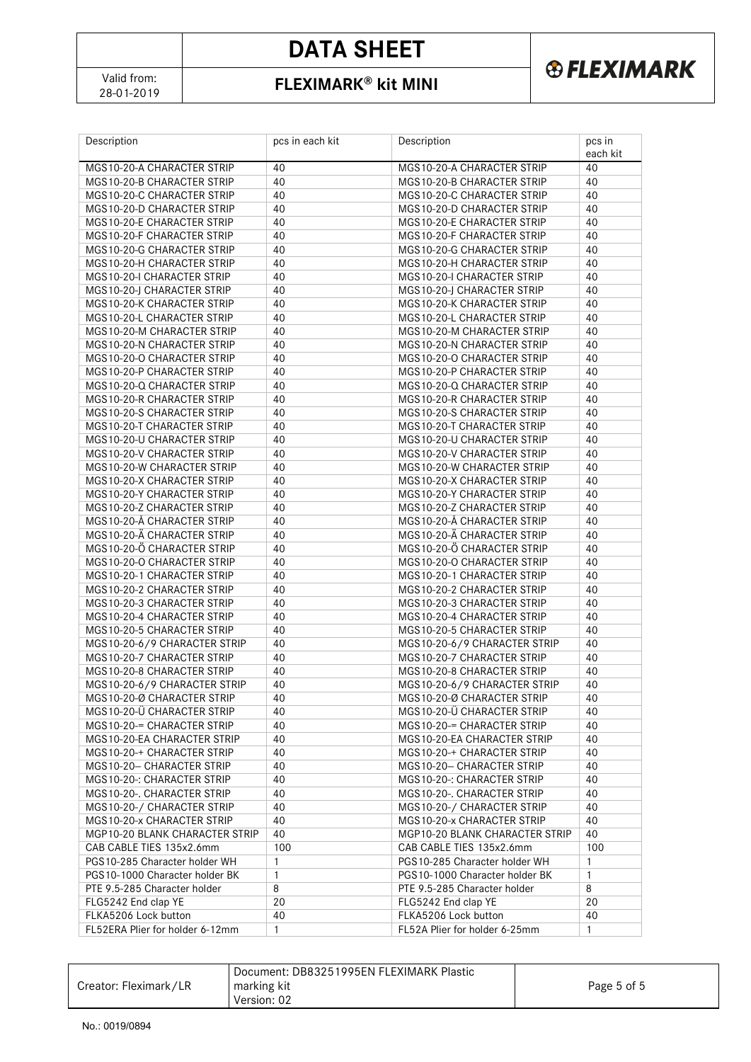| Description | pcs in each kit | Description | pcs in each kit |
|---|---|---|---|
| MGS10-20-A CHARACTER STRIP | 40 | MGS10-20-A CHARACTER STRIP | 40 |
| MGS10-20-B CHARACTER STRIP | 40 | MGS10-20-B CHARACTER STRIP | 40 |
| MGS10-20-C CHARACTER STRIP | 40 | MGS10-20-C CHARACTER STRIP | 40 |
| MGS10-20-D CHARACTER STRIP | 40 | MGS10-20-D CHARACTER STRIP | 40 |
| MGS10-20-E CHARACTER STRIP | 40 | MGS10-20-E CHARACTER STRIP | 40 |
| MGS10-20-F CHARACTER STRIP | 40 | MGS10-20-F CHARACTER STRIP | 40 |
| MGS10-20-G CHARACTER STRIP | 40 | MGS10-20-G CHARACTER STRIP | 40 |
| MGS10-20-H CHARACTER STRIP | 40 | MGS10-20-H CHARACTER STRIP | 40 |
| MGS10-20-I CHARACTER STRIP | 40 | MGS10-20-I CHARACTER STRIP | 40 |
| MGS10-20-J CHARACTER STRIP | 40 | MGS10-20-J CHARACTER STRIP | 40 |
| MGS10-20-K CHARACTER STRIP | 40 | MGS10-20-K CHARACTER STRIP | 40 |
| MGS10-20-L CHARACTER STRIP | 40 | MGS10-20-L CHARACTER STRIP | 40 |
| MGS10-20-M CHARACTER STRIP | 40 | MGS10-20-M CHARACTER STRIP | 40 |
| MGS10-20-N CHARACTER STRIP | 40 | MGS10-20-N CHARACTER STRIP | 40 |
| MGS10-20-O CHARACTER STRIP | 40 | MGS10-20-O CHARACTER STRIP | 40 |
| MGS10-20-P CHARACTER STRIP | 40 | MGS10-20-P CHARACTER STRIP | 40 |
| MGS10-20-Q CHARACTER STRIP | 40 | MGS10-20-Q CHARACTER STRIP | 40 |
| MGS10-20-R CHARACTER STRIP | 40 | MGS10-20-R CHARACTER STRIP | 40 |
| MGS10-20-S CHARACTER STRIP | 40 | MGS10-20-S CHARACTER STRIP | 40 |
| MGS10-20-T CHARACTER STRIP | 40 | MGS10-20-T CHARACTER STRIP | 40 |
| MGS10-20-U CHARACTER STRIP | 40 | MGS10-20-U CHARACTER STRIP | 40 |
| MGS10-20-V CHARACTER STRIP | 40 | MGS10-20-V CHARACTER STRIP | 40 |
| MGS10-20-W CHARACTER STRIP | 40 | MGS10-20-W CHARACTER STRIP | 40 |
| MGS10-20-X CHARACTER STRIP | 40 | MGS10-20-X CHARACTER STRIP | 40 |
| MGS10-20-Y CHARACTER STRIP | 40 | MGS10-20-Y CHARACTER STRIP | 40 |
| MGS10-20-Z CHARACTER STRIP | 40 | MGS10-20-Z CHARACTER STRIP | 40 |
| MGS10-20-Å CHARACTER STRIP | 40 | MGS10-20-Å CHARACTER STRIP | 40 |
| MGS10-20-Ä CHARACTER STRIP | 40 | MGS10-20-Ä CHARACTER STRIP | 40 |
| MGS10-20-Ö CHARACTER STRIP | 40 | MGS10-20-Ö CHARACTER STRIP | 40 |
| MGS10-20-O CHARACTER STRIP | 40 | MGS10-20-O CHARACTER STRIP | 40 |
| MGS10-20-1 CHARACTER STRIP | 40 | MGS10-20-1 CHARACTER STRIP | 40 |
| MGS10-20-2 CHARACTER STRIP | 40 | MGS10-20-2 CHARACTER STRIP | 40 |
| MGS10-20-3 CHARACTER STRIP | 40 | MGS10-20-3 CHARACTER STRIP | 40 |
| MGS10-20-4 CHARACTER STRIP | 40 | MGS10-20-4 CHARACTER STRIP | 40 |
| MGS10-20-5 CHARACTER STRIP | 40 | MGS10-20-5 CHARACTER STRIP | 40 |
| MGS10-20-6/9 CHARACTER STRIP | 40 | MGS10-20-6/9 CHARACTER STRIP | 40 |
| MGS10-20-7 CHARACTER STRIP | 40 | MGS10-20-7 CHARACTER STRIP | 40 |
| MGS10-20-8 CHARACTER STRIP | 40 | MGS10-20-8 CHARACTER STRIP | 40 |
| MGS10-20-6/9 CHARACTER STRIP | 40 | MGS10-20-6/9 CHARACTER STRIP | 40 |
| MGS10-20-Ø CHARACTER STRIP | 40 | MGS10-20-Ø CHARACTER STRIP | 40 |
| MGS10-20-Ü CHARACTER STRIP | 40 | MGS10-20-Ü CHARACTER STRIP | 40 |
| MGS10-20-= CHARACTER STRIP | 40 | MGS10-20-= CHARACTER STRIP | 40 |
| MGS10-20-EA CHARACTER STRIP | 40 | MGS10-20-EA CHARACTER STRIP | 40 |
| MGS10-20-+ CHARACTER STRIP | 40 | MGS10-20-+ CHARACTER STRIP | 40 |
| MGS10-20– CHARACTER STRIP | 40 | MGS10-20– CHARACTER STRIP | 40 |
| MGS10-20-: CHARACTER STRIP | 40 | MGS10-20-: CHARACTER STRIP | 40 |
| MGS10-20-. CHARACTER STRIP | 40 | MGS10-20-. CHARACTER STRIP | 40 |
| MGS10-20-/ CHARACTER STRIP | 40 | MGS10-20-/ CHARACTER STRIP | 40 |
| MGS10-20-x CHARACTER STRIP | 40 | MGS10-20-x CHARACTER STRIP | 40 |
| MGP10-20 BLANK CHARACTER STRIP | 40 | MGP10-20 BLANK CHARACTER STRIP | 40 |
| CAB CABLE TIES 135x2.6mm | 100 | CAB CABLE TIES 135x2.6mm | 100 |
| PGS10-285 Character holder WH | 1 | PGS10-285 Character holder WH | 1 |
| PGS10-1000 Character holder BK | 1 | PGS10-1000 Character holder BK | 1 |
| PTE 9.5-285 Character holder | 8 | PTE 9.5-285 Character holder | 8 |
| FLG5242 End clap YE | 20 | FLG5242 End clap YE | 20 |
| FLKA5206 Lock button | 40 | FLKA5206 Lock button | 40 |
| FL52ERA Plier for holder 6-12mm | 1 | FL52A Plier for holder 6-25mm | 1 |